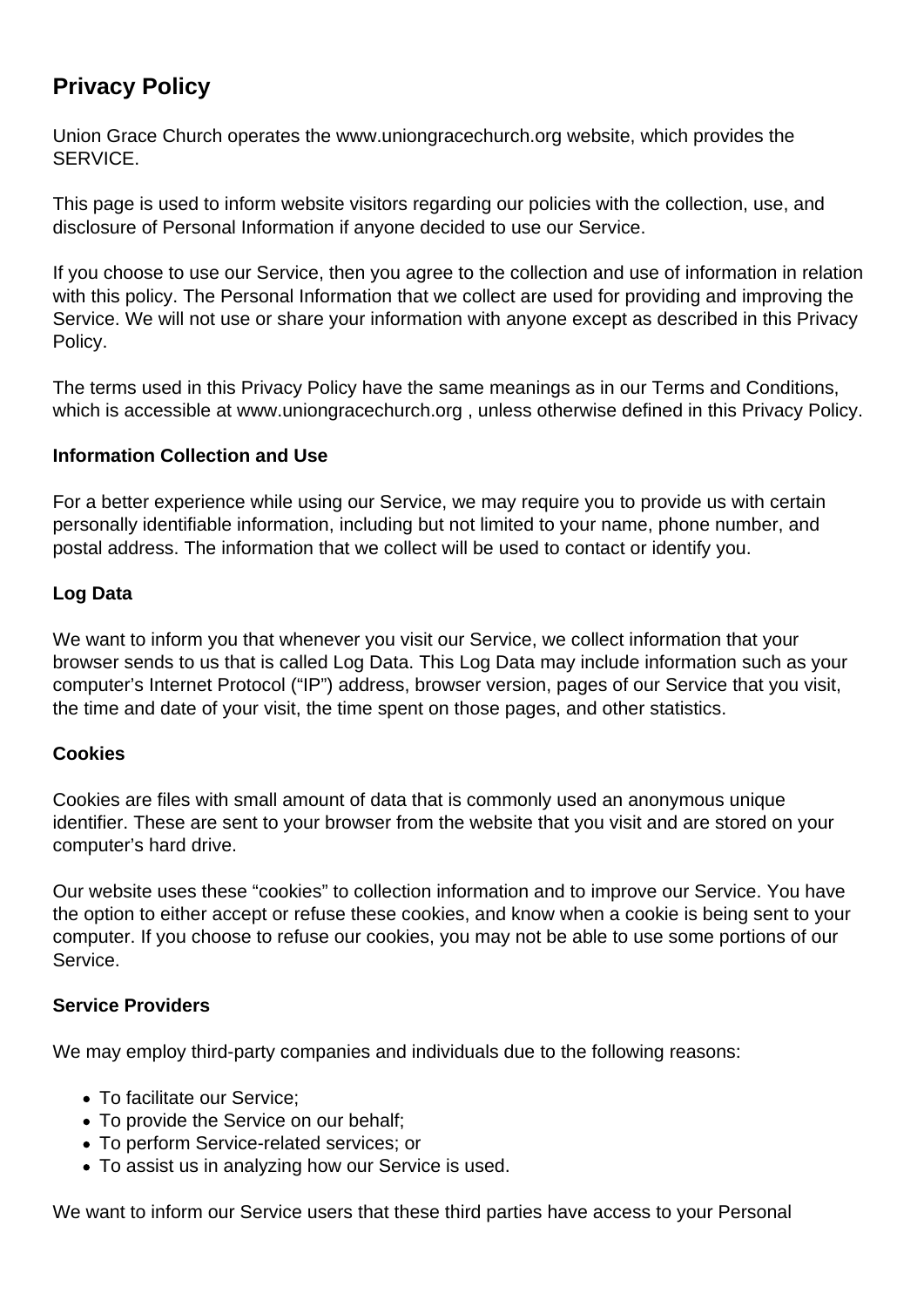# Privacy Policy

Union Grace Church operates the www.uniongracechurch.org website, which provides the SERVICE.

This page is used to inform website visitors regarding our policies with the collection, use, and disclosure of Personal Information if anyone decided to use our Service.

If you choose to use our Service, then you agree to the collection and use of information in relation with this policy. The Personal Information that we collect are used for providing and improving the Service. We will not use or share your information with anyone except as described in this Privacy Policy.

The terms used in this Privacy Policy have the same meanings as in our Terms and Conditions, which is accessible at www.uniongracechurch.org , unless otherwise defined in this Privacy Policy.

**Information Collection and Use**

For a better experience while using our Service, we may require you to provide us with certain personally identifiable information, including but not limited to your name, phone number, and postal address. The information that we collect will be used to contact or identify you.

**Log Data**

We want to inform you that whenever you visit our Service, we collect information that your browser sends to us that is called Log Data. This Log Data may include information such as your computer's Internet Protocol ("IP") address, browser version, pages of our Service that you visit, the time and date of your visit, the time spent on those pages, and other statistics.

**Cookies**

Cookies are files with small amount of data that is commonly used an anonymous unique identifier. These are sent to your browser from the website that you visit and are stored on your computer's hard drive.

Our website uses these "cookies" to collection information and to improve our Service. You have the option to either accept or refuse these cookies, and know when a cookie is being sent to your computer. If you choose to refuse our cookies, you may not be able to use some portions of our Service.

**Service Providers**

We may employ third-party companies and individuals due to the following reasons:

- To facilitate our Service;
- To provide the Service on our behalf;
- To perform Service-related services; or
- To assist us in analyzing how our Service is used.

We want to inform our Service users that these third parties have access to your Personal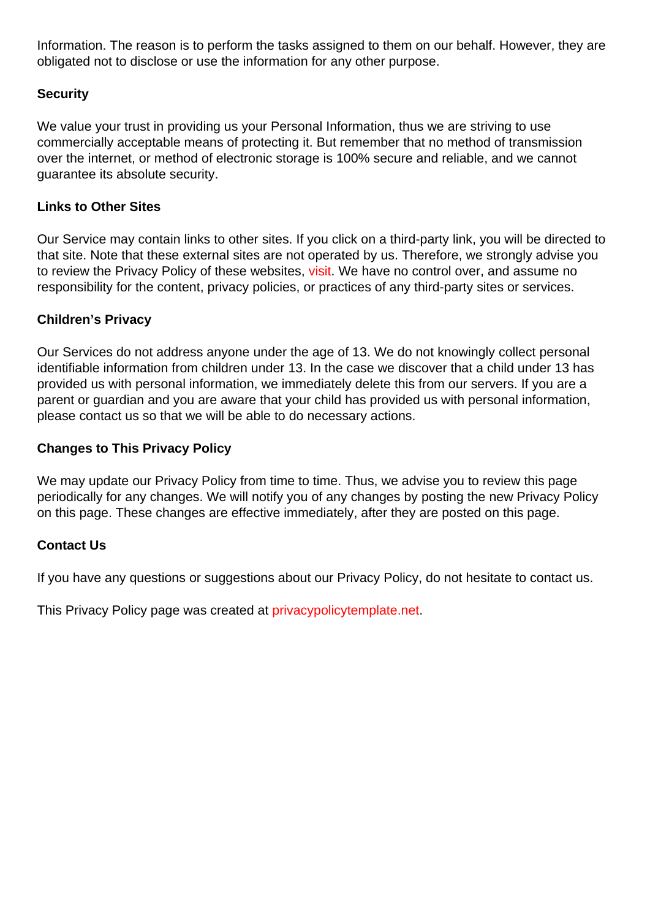Information. The reason is to perform the tasks assigned to them on our behalf. However, they are obligated not to disclose or use the information for any other purpose.

**Security**

We value your trust in providing us your Personal Information, thus we are striving to use commercially acceptable means of protecting it. But remember that no method of transmission over the internet, or method of electronic storage is 100% secure and reliable, and we cannot guarantee its absolute security.

**Links to Other Sites**

Our Service may contain links to other sites. If you click on a third-party link, you will be directed to that site. Note that these external sites are not operated by us. Therefore, we strongly advise you to review the Privacy Policy of these websites, visit. We have no control over, and assume no responsibility for the content, privacy policies, or practices of any third-party sites or services.

**Children's Privacy**

Our Services do not address anyone under the age of 13. We do not knowingly collect personal identifiable information from children under 13. In the case we discover that a child under 13 has provided us with personal information, we immediately delete this from our servers. If you are a parent or guardian and you are aware that your child has provided us with personal information, please contact us so that we will be able to do necessary actions.

**Changes to This Privacy Policy**

We may update our Privacy Policy from time to time. Thus, we advise you to review this page periodically for any changes. We will notify you of any changes by posting the new Privacy Policy on this page. These changes are effective immediately, after they are posted on this page.

**Contact Us**

If you have any questions or suggestions about our Privacy Policy, do not hesitate to contact us.

This Privacy Policy page was created at privacypolicytemplate.net.